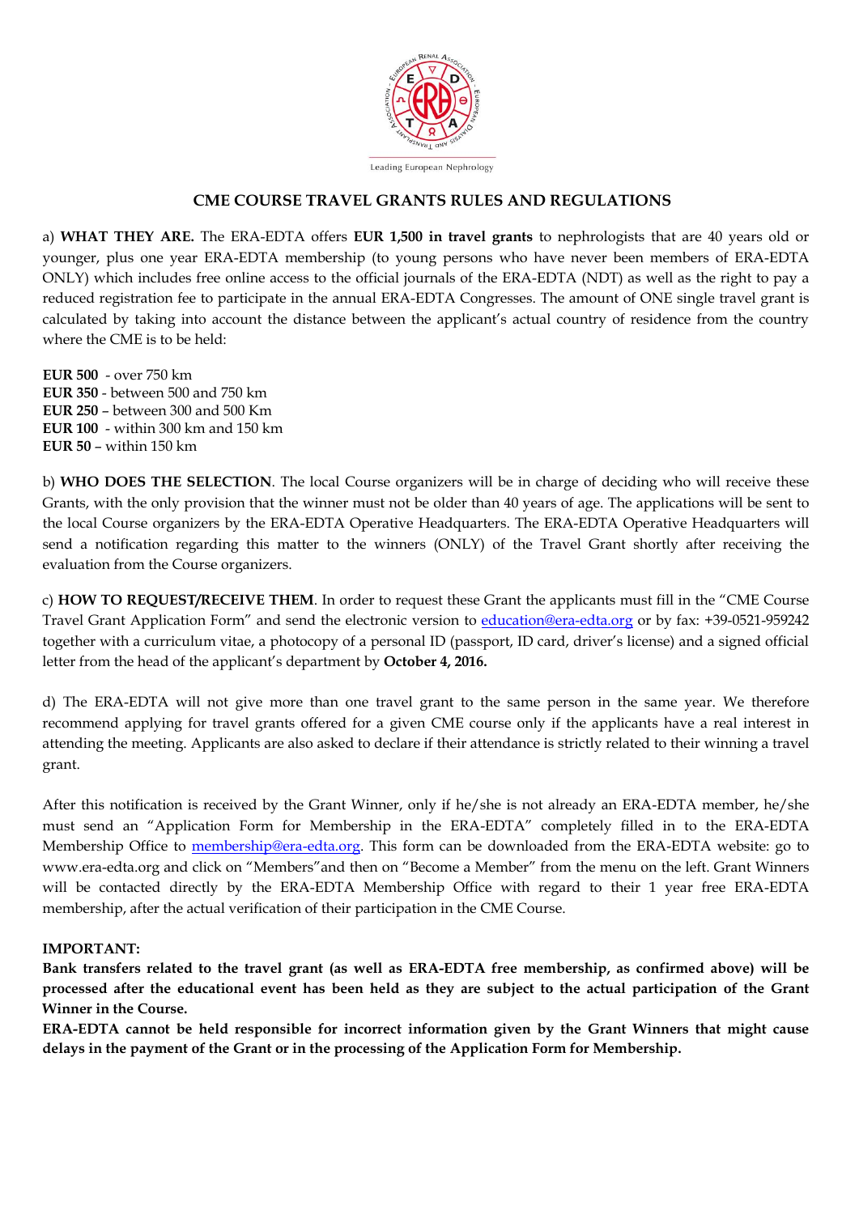Leading European Nephrology

# CME COURSE TRAVEL GRANTS RULES AND REGULATIONS

a) **WHAT THEY ARE.** The ERA-EDTA offers **EUR 1,500 in travel grants** to nephrologists that are 40 years old or younger, plus one year ERA-EDTA membership (to young persons who have never been members of ERA-EDTA ONLY) which includes free online access to the official journals of the ERA-EDTA (NDT) as well as the right to pay a reduced registration fee to participate in the annual ERA-EDTA Congresses. The amount of ONE single travel grant is calculated by taking into account the distance between the applicant's actual country of residence from the country where the CME is to be held:

**EUR 500** - over 750 km
**EUR 350** - between 500 and 750 km
**EUR 250** – between 300 and 500 Km
**EUR 100** - within 300 km and 150 km
**EUR 50** – within 150 km

b) **WHO DOES THE SELECTION**. The local Course organizers will be in charge of deciding who will receive these Grants, with the only provision that the winner must not be older than 40 years of age. The applications will be sent to the local Course organizers by the ERA-EDTA Operative Headquarters. The ERA-EDTA Operative Headquarters will send a notification regarding this matter to the winners (ONLY) of the Travel Grant shortly after receiving the evaluation from the Course organizers.

c) **HOW TO REQUEST/RECEIVE THEM**. In order to request these Grant the applicants must fill in the "CME Course Travel Grant Application Form" and send the electronic version to education@era-edta.org or by fax: +39-0521-959242 together with a curriculum vitae, a photocopy of a personal ID (passport, ID card, driver's license) and a signed official letter from the head of the applicant's department by **October 4, 2016.**

d) The ERA-EDTA will not give more than one travel grant to the same person in the same year. We therefore recommend applying for travel grants offered for a given CME course only if the applicants have a real interest in attending the meeting. Applicants are also asked to declare if their attendance is strictly related to their winning a travel grant.

After this notification is received by the Grant Winner, only if he/she is not already an ERA-EDTA member, he/she must send an "Application Form for Membership in the ERA-EDTA" completely filled in to the ERA-EDTA Membership Office to membership@era-edta.org. This form can be downloaded from the ERA-EDTA website: go to www.era-edta.org and click on "Members"and then on "Become a Member" from the menu on the left. Grant Winners will be contacted directly by the ERA-EDTA Membership Office with regard to their 1 year free ERA-EDTA membership, after the actual verification of their participation in the CME Course.

**IMPORTANT:**

**Bank transfers related to the travel grant (as well as ERA-EDTA free membership, as confirmed above) will be processed after the educational event has been held as they are subject to the actual participation of the Grant Winner in the Course.**

**ERA-EDTA cannot be held responsible for incorrect information given by the Grant Winners that might cause delays in the payment of the Grant or in the processing of the Application Form for Membership.**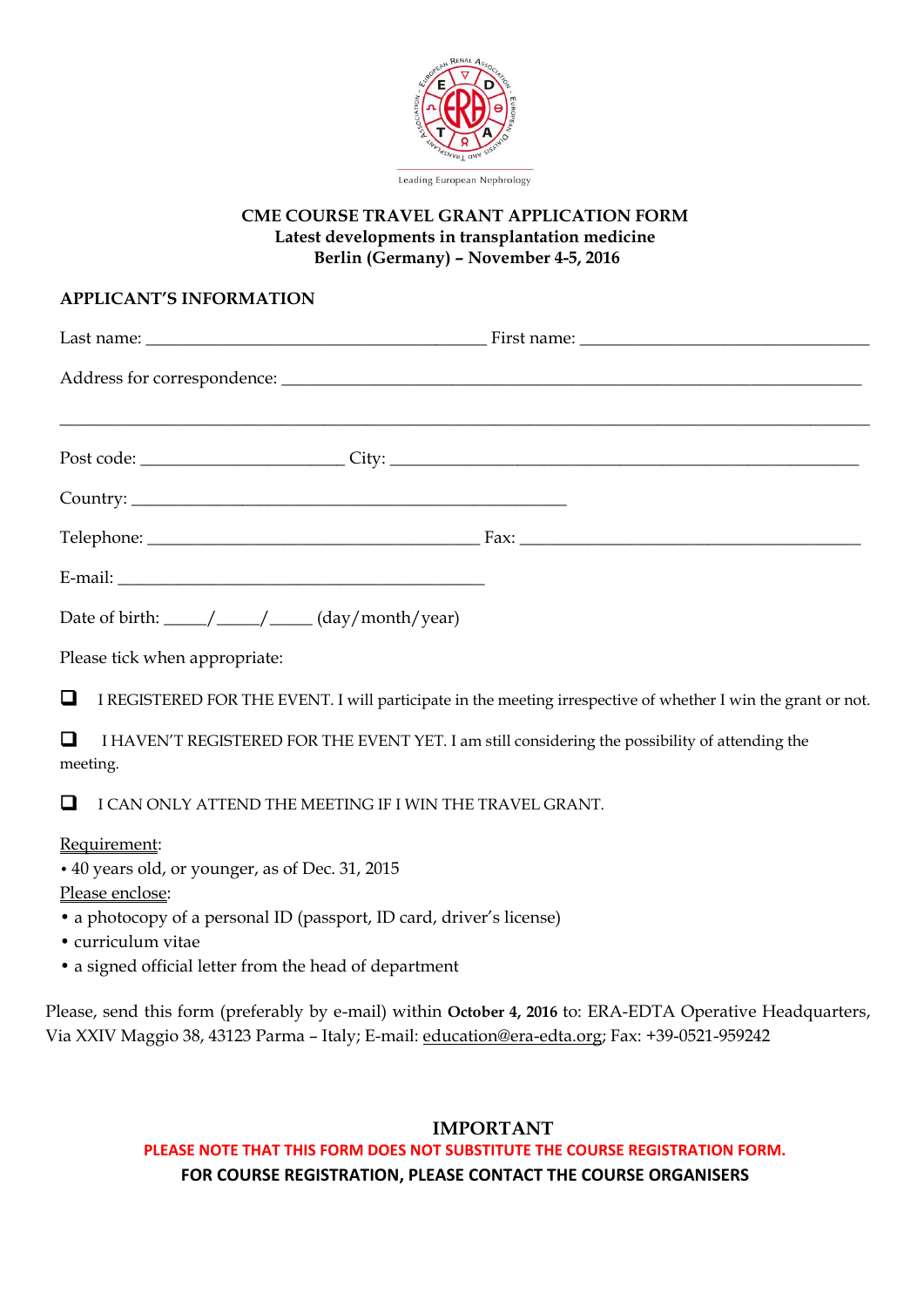Leading European Nephrology

**CME COURSE TRAVEL GRANT APPLICATION FORM**
**Latest developments in transplantation medicine**
**Berlin (Germany) – November 4-5, 2016**

## APPLICANT'S INFORMATION

Last name: ________________________________________ First name: __________________________________

Address for correspondence: _____________________________________________________________________

_______________________________________________________________________________________________

Post code: ________________________ City: _______________________________________________________

Country: ___________________________________________________

Telephone: _______________________________________ Fax: ________________________________________

E-mail: ___________________________________________

Date of birth: _____/_____/_____ (day/month/year)

Please tick when appropriate:

- ❑ I REGISTERED FOR THE EVENT. I will participate in the meeting irrespective of whether I win the grant or not.
- ❑ I HAVEN'T REGISTERED FOR THE EVENT YET. I am still considering the possibility of attending the meeting.
- ❑ I CAN ONLY ATTEND THE MEETING IF I WIN THE TRAVEL GRANT.

Requirement:

- 40 years old, or younger, as of Dec. 31, 2015

Please enclose:

- a photocopy of a personal ID (passport, ID card, driver's license)
- curriculum vitae
- a signed official letter from the head of department

Please, send this form (preferably by e-mail) within **October 4, 2016** to: ERA-EDTA Operative Headquarters, Via XXIV Maggio 38, 43123 Parma – Italy; E-mail: education@era-edta.org; Fax: +39-0521-959242

## IMPORTANT

**PLEASE NOTE THAT THIS FORM DOES NOT SUBSTITUTE THE COURSE REGISTRATION FORM.**

**FOR COURSE REGISTRATION, PLEASE CONTACT THE COURSE ORGANISERS**